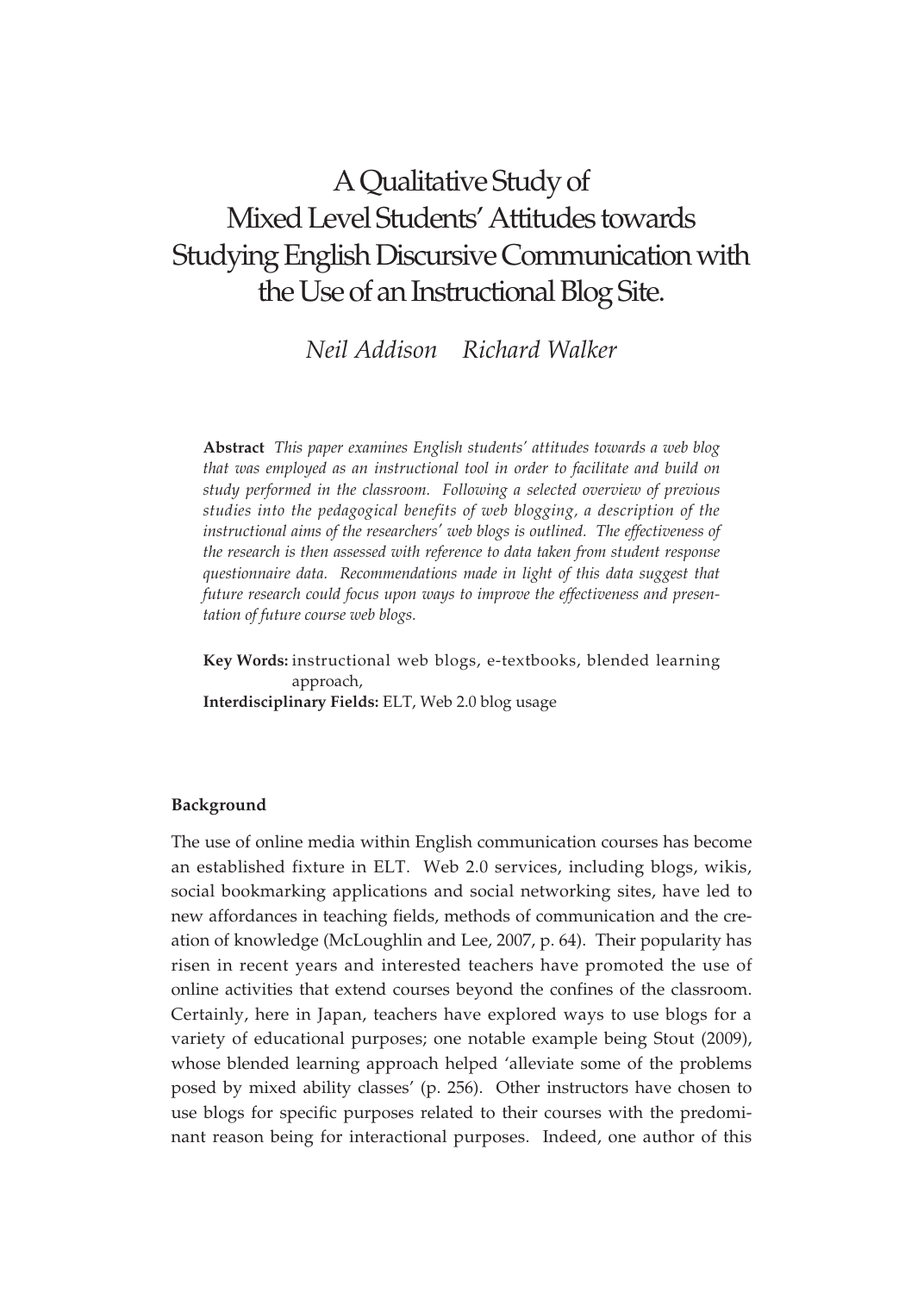# A Qualitative Study of Mixed Level Students' Attitudes towards Studying English Discursive Communication with the Use of an Instructional Blog Site.

*Neil Addison    Richard Walker*

**Abstract** *This paper examines English students' attitudes towards a web blog that was employed as an instructional tool in order to facilitate and build on study performed in the classroom. Following a selected overview of previous studies into the pedagogical benefits of web blogging, a description of the instructional aims of the researchers' web blogs is outlined. The effectiveness of the research is then assessed with reference to data taken from student response questionnaire data. Recommendations made in light of this data suggest that future research could focus upon ways to improve the effectiveness and presentation of future course web blogs.*

**Key Words:** instructional web blogs, e-textbooks, blended learning approach,
**Interdisciplinary Fields:** ELT, Web 2.0 blog usage

### Background

The use of online media within English communication courses has become an established fixture in ELT. Web 2.0 services, including blogs, wikis, social bookmarking applications and social networking sites, have led to new affordances in teaching fields, methods of communication and the creation of knowledge (McLoughlin and Lee, 2007, p. 64). Their popularity has risen in recent years and interested teachers have promoted the use of online activities that extend courses beyond the confines of the classroom. Certainly, here in Japan, teachers have explored ways to use blogs for a variety of educational purposes; one notable example being Stout (2009), whose blended learning approach helped 'alleviate some of the problems posed by mixed ability classes' (p. 256). Other instructors have chosen to use blogs for specific purposes related to their courses with the predominant reason being for interactional purposes. Indeed, one author of this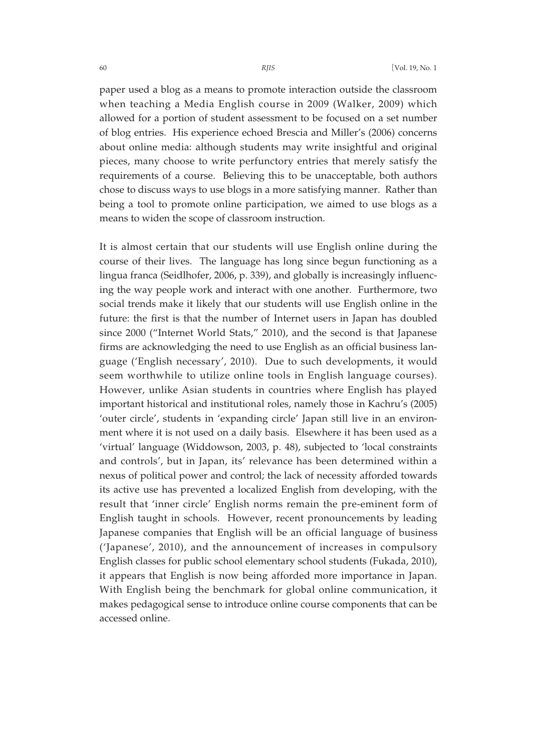paper used a blog as a means to promote interaction outside the classroom when teaching a Media English course in 2009 (Walker, 2009) which allowed for a portion of student assessment to be focused on a set number of blog entries. His experience echoed Brescia and Miller's (2006) concerns about online media: although students may write insightful and original pieces, many choose to write perfunctory entries that merely satisfy the requirements of a course. Believing this to be unacceptable, both authors chose to discuss ways to use blogs in a more satisfying manner. Rather than being a tool to promote online participation, we aimed to use blogs as a means to widen the scope of classroom instruction.

It is almost certain that our students will use English online during the course of their lives. The language has long since begun functioning as a lingua franca (Seidlhofer, 2006, p. 339), and globally is increasingly influencing the way people work and interact with one another. Furthermore, two social trends make it likely that our students will use English online in the future: the first is that the number of Internet users in Japan has doubled since 2000 ("Internet World Stats," 2010), and the second is that Japanese firms are acknowledging the need to use English as an official business language ('English necessary', 2010). Due to such developments, it would seem worthwhile to utilize online tools in English language courses). However, unlike Asian students in countries where English has played important historical and institutional roles, namely those in Kachru's (2005) 'outer circle', students in 'expanding circle' Japan still live in an environment where it is not used on a daily basis. Elsewhere it has been used as a 'virtual' language (Widdowson, 2003, p. 48), subjected to 'local constraints and controls', but in Japan, its' relevance has been determined within a nexus of political power and control; the lack of necessity afforded towards its active use has prevented a localized English from developing, with the result that 'inner circle' English norms remain the pre-eminent form of English taught in schools. However, recent pronouncements by leading Japanese companies that English will be an official language of business ('Japanese', 2010), and the announcement of increases in compulsory English classes for public school elementary school students (Fukada, 2010), it appears that English is now being afforded more importance in Japan. With English being the benchmark for global online communication, it makes pedagogical sense to introduce online course components that can be accessed online.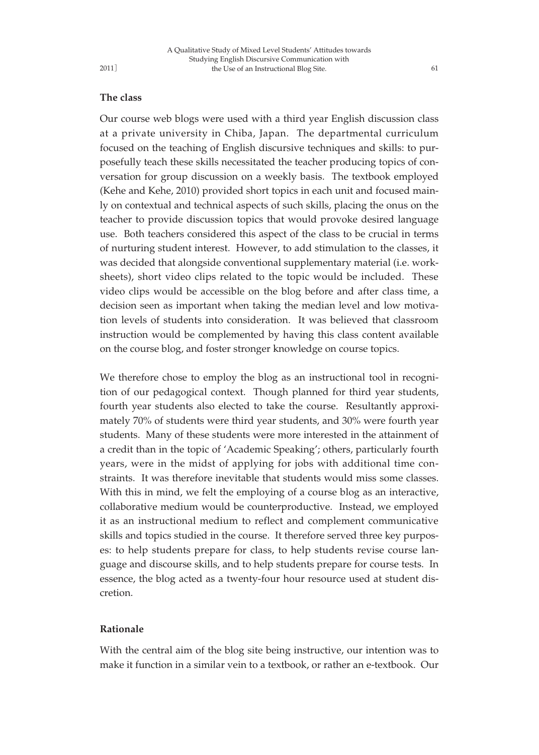### The class

Our course web blogs were used with a third year English discussion class at a private university in Chiba, Japan. The departmental curriculum focused on the teaching of English discursive techniques and skills: to purposefully teach these skills necessitated the teacher producing topics of conversation for group discussion on a weekly basis. The textbook employed (Kehe and Kehe, 2010) provided short topics in each unit and focused mainly on contextual and technical aspects of such skills, placing the onus on the teacher to provide discussion topics that would provoke desired language use. Both teachers considered this aspect of the class to be crucial in terms of nurturing student interest. However, to add stimulation to the classes, it was decided that alongside conventional supplementary material (i.e. worksheets), short video clips related to the topic would be included. These video clips would be accessible on the blog before and after class time, a decision seen as important when taking the median level and low motivation levels of students into consideration. It was believed that classroom instruction would be complemented by having this class content available on the course blog, and foster stronger knowledge on course topics.

We therefore chose to employ the blog as an instructional tool in recognition of our pedagogical context. Though planned for third year students, fourth year students also elected to take the course. Resultantly approximately 70% of students were third year students, and 30% were fourth year students. Many of these students were more interested in the attainment of a credit than in the topic of 'Academic Speaking'; others, particularly fourth years, were in the midst of applying for jobs with additional time constraints. It was therefore inevitable that students would miss some classes. With this in mind, we felt the employing of a course blog as an interactive, collaborative medium would be counterproductive. Instead, we employed it as an instructional medium to reflect and complement communicative skills and topics studied in the course. It therefore served three key purposes: to help students prepare for class, to help students revise course language and discourse skills, and to help students prepare for course tests. In essence, the blog acted as a twenty-four hour resource used at student discretion.

### Rationale

With the central aim of the blog site being instructive, our intention was to make it function in a similar vein to a textbook, or rather an e-textbook. Our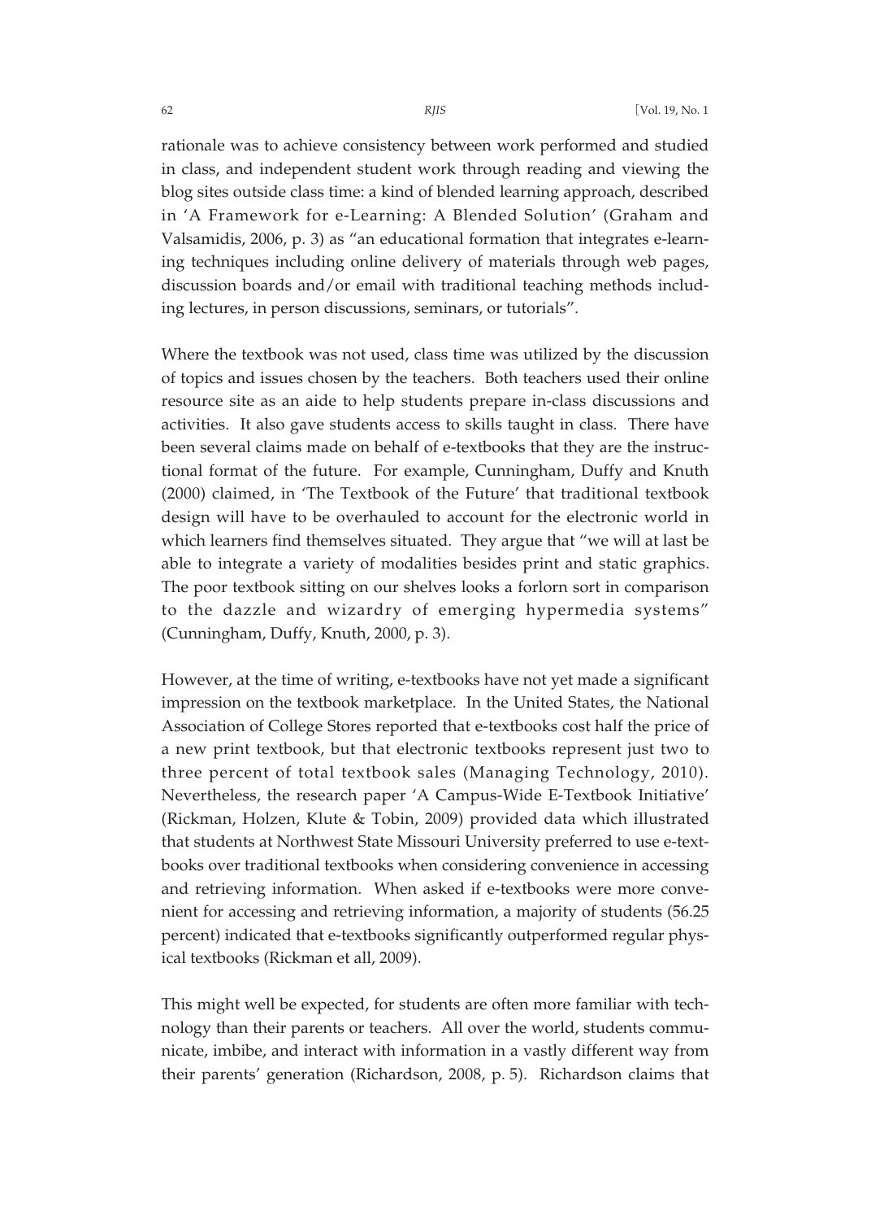rationale was to achieve consistency between work performed and studied in class, and independent student work through reading and viewing the blog sites outside class time: a kind of blended learning approach, described in 'A Framework for e-Learning: A Blended Solution' (Graham and Valsamidis, 2006, p. 3) as "an educational formation that integrates e-learning techniques including online delivery of materials through web pages, discussion boards and/or email with traditional teaching methods including lectures, in person discussions, seminars, or tutorials".

Where the textbook was not used, class time was utilized by the discussion of topics and issues chosen by the teachers. Both teachers used their online resource site as an aide to help students prepare in-class discussions and activities. It also gave students access to skills taught in class. There have been several claims made on behalf of e-textbooks that they are the instructional format of the future. For example, Cunningham, Duffy and Knuth (2000) claimed, in 'The Textbook of the Future' that traditional textbook design will have to be overhauled to account for the electronic world in which learners find themselves situated. They argue that "we will at last be able to integrate a variety of modalities besides print and static graphics. The poor textbook sitting on our shelves looks a forlorn sort in comparison to the dazzle and wizardry of emerging hypermedia systems" (Cunningham, Duffy, Knuth, 2000, p. 3).

However, at the time of writing, e-textbooks have not yet made a significant impression on the textbook marketplace. In the United States, the National Association of College Stores reported that e-textbooks cost half the price of a new print textbook, but that electronic textbooks represent just two to three percent of total textbook sales (Managing Technology, 2010). Nevertheless, the research paper 'A Campus-Wide E-Textbook Initiative' (Rickman, Holzen, Klute & Tobin, 2009) provided data which illustrated that students at Northwest State Missouri University preferred to use e-textbooks over traditional textbooks when considering convenience in accessing and retrieving information. When asked if e-textbooks were more convenient for accessing and retrieving information, a majority of students (56.25 percent) indicated that e-textbooks significantly outperformed regular physical textbooks (Rickman et all, 2009).

This might well be expected, for students are often more familiar with technology than their parents or teachers. All over the world, students communicate, imbibe, and interact with information in a vastly different way from their parents' generation (Richardson, 2008, p. 5). Richardson claims that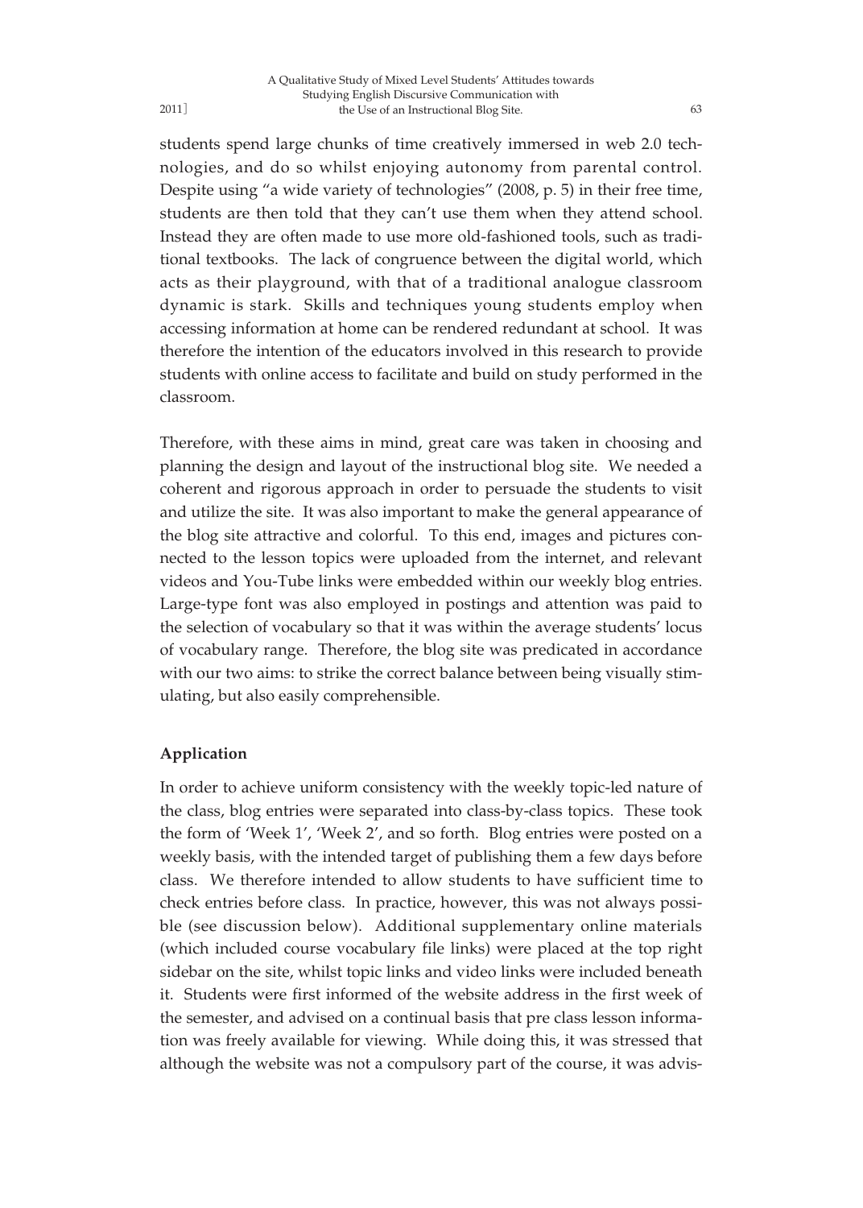students spend large chunks of time creatively immersed in web 2.0 technologies, and do so whilst enjoying autonomy from parental control. Despite using "a wide variety of technologies" (2008, p. 5) in their free time, students are then told that they can't use them when they attend school. Instead they are often made to use more old-fashioned tools, such as traditional textbooks. The lack of congruence between the digital world, which acts as their playground, with that of a traditional analogue classroom dynamic is stark. Skills and techniques young students employ when accessing information at home can be rendered redundant at school. It was therefore the intention of the educators involved in this research to provide students with online access to facilitate and build on study performed in the classroom.

Therefore, with these aims in mind, great care was taken in choosing and planning the design and layout of the instructional blog site. We needed a coherent and rigorous approach in order to persuade the students to visit and utilize the site. It was also important to make the general appearance of the blog site attractive and colorful. To this end, images and pictures connected to the lesson topics were uploaded from the internet, and relevant videos and You-Tube links were embedded within our weekly blog entries. Large-type font was also employed in postings and attention was paid to the selection of vocabulary so that it was within the average students' locus of vocabulary range. Therefore, the blog site was predicated in accordance with our two aims: to strike the correct balance between being visually stimulating, but also easily comprehensible.

**Application**

In order to achieve uniform consistency with the weekly topic-led nature of the class, blog entries were separated into class-by-class topics. These took the form of 'Week 1', 'Week 2', and so forth. Blog entries were posted on a weekly basis, with the intended target of publishing them a few days before class. We therefore intended to allow students to have sufficient time to check entries before class. In practice, however, this was not always possible (see discussion below). Additional supplementary online materials (which included course vocabulary file links) were placed at the top right sidebar on the site, whilst topic links and video links were included beneath it. Students were first informed of the website address in the first week of the semester, and advised on a continual basis that pre class lesson information was freely available for viewing. While doing this, it was stressed that although the website was not a compulsory part of the course, it was advis-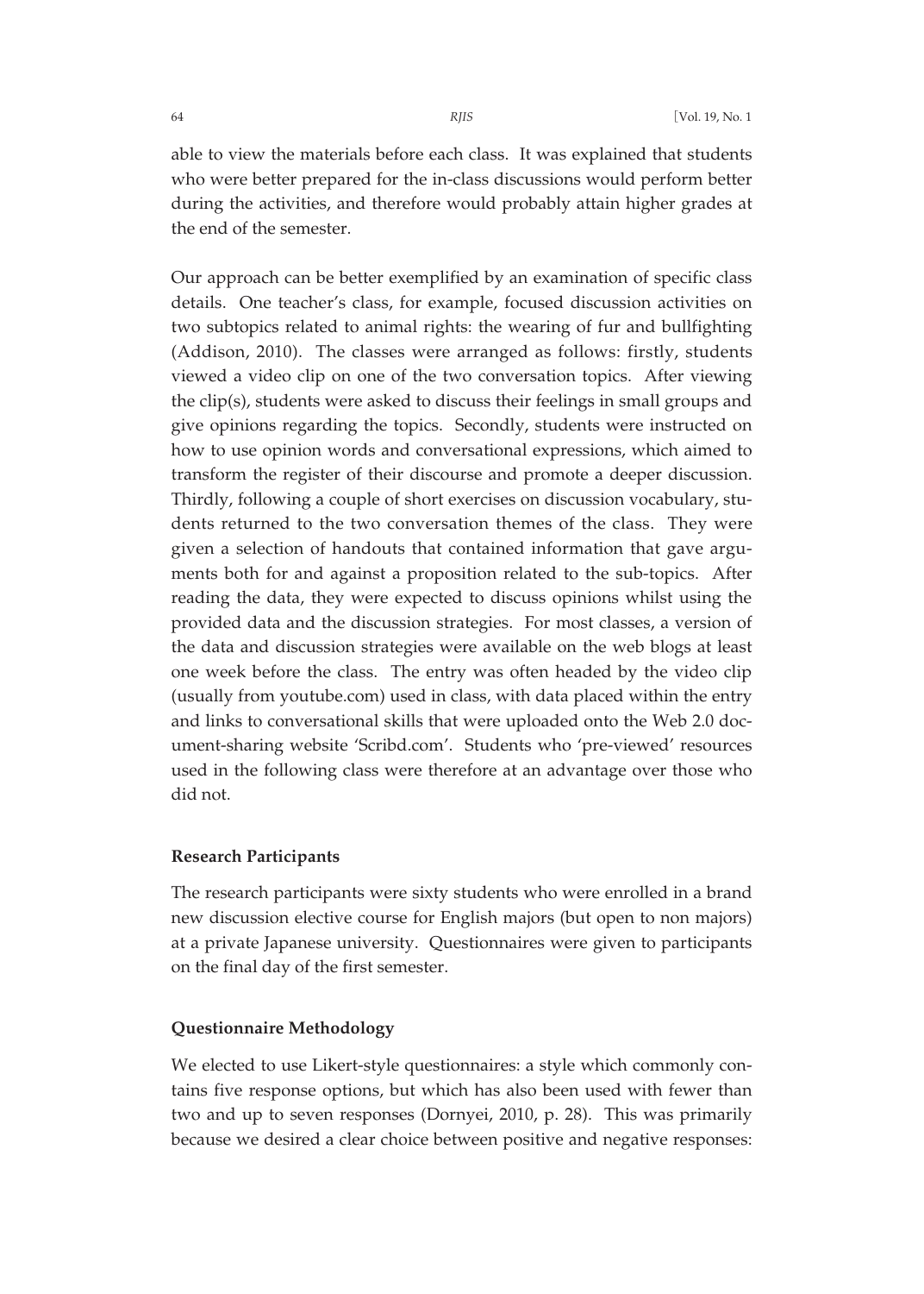able to view the materials before each class. It was explained that students who were better prepared for the in-class discussions would perform better during the activities, and therefore would probably attain higher grades at the end of the semester.

Our approach can be better exemplified by an examination of specific class details. One teacher's class, for example, focused discussion activities on two subtopics related to animal rights: the wearing of fur and bullfighting (Addison, 2010). The classes were arranged as follows: firstly, students viewed a video clip on one of the two conversation topics. After viewing the clip(s), students were asked to discuss their feelings in small groups and give opinions regarding the topics. Secondly, students were instructed on how to use opinion words and conversational expressions, which aimed to transform the register of their discourse and promote a deeper discussion. Thirdly, following a couple of short exercises on discussion vocabulary, students returned to the two conversation themes of the class. They were given a selection of handouts that contained information that gave arguments both for and against a proposition related to the sub-topics. After reading the data, they were expected to discuss opinions whilst using the provided data and the discussion strategies. For most classes, a version of the data and discussion strategies were available on the web blogs at least one week before the class. The entry was often headed by the video clip (usually from youtube.com) used in class, with data placed within the entry and links to conversational skills that were uploaded onto the Web 2.0 document-sharing website 'Scribd.com'. Students who 'pre-viewed' resources used in the following class were therefore at an advantage over those who did not.

### Research Participants

The research participants were sixty students who were enrolled in a brand new discussion elective course for English majors (but open to non majors) at a private Japanese university. Questionnaires were given to participants on the final day of the first semester.

### Questionnaire Methodology

We elected to use Likert-style questionnaires: a style which commonly contains five response options, but which has also been used with fewer than two and up to seven responses (Dornyei, 2010, p. 28). This was primarily because we desired a clear choice between positive and negative responses: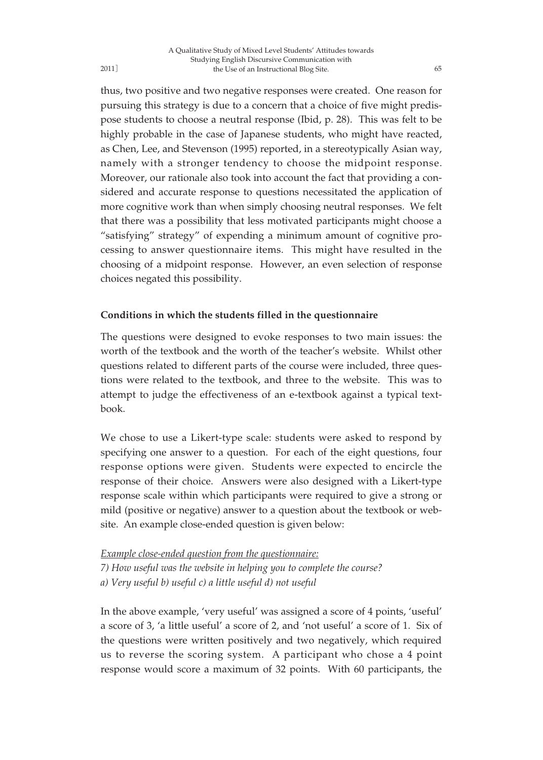thus, two positive and two negative responses were created. One reason for pursuing this strategy is due to a concern that a choice of five might predispose students to choose a neutral response (Ibid, p. 28). This was felt to be highly probable in the case of Japanese students, who might have reacted, as Chen, Lee, and Stevenson (1995) reported, in a stereotypically Asian way, namely with a stronger tendency to choose the midpoint response. Moreover, our rationale also took into account the fact that providing a considered and accurate response to questions necessitated the application of more cognitive work than when simply choosing neutral responses. We felt that there was a possibility that less motivated participants might choose a "satisfying" strategy" of expending a minimum amount of cognitive processing to answer questionnaire items. This might have resulted in the choosing of a midpoint response. However, an even selection of response choices negated this possibility.

**Conditions in which the students filled in the questionnaire**

The questions were designed to evoke responses to two main issues: the worth of the textbook and the worth of the teacher's website. Whilst other questions related to different parts of the course were included, three questions were related to the textbook, and three to the website. This was to attempt to judge the effectiveness of an e-textbook against a typical textbook.

We chose to use a Likert-type scale: students were asked to respond by specifying one answer to a question. For each of the eight questions, four response options were given. Students were expected to encircle the response of their choice. Answers were also designed with a Likert-type response scale within which participants were required to give a strong or mild (positive or negative) answer to a question about the textbook or website. An example close-ended question is given below:

*Example close-ended question from the questionnaire:*
*7) How useful was the website in helping you to complete the course?*
*a) Very useful b) useful c) a little useful d) not useful*

In the above example, 'very useful' was assigned a score of 4 points, 'useful' a score of 3, 'a little useful' a score of 2, and 'not useful' a score of 1. Six of the questions were written positively and two negatively, which required us to reverse the scoring system. A participant who chose a 4 point response would score a maximum of 32 points. With 60 participants, the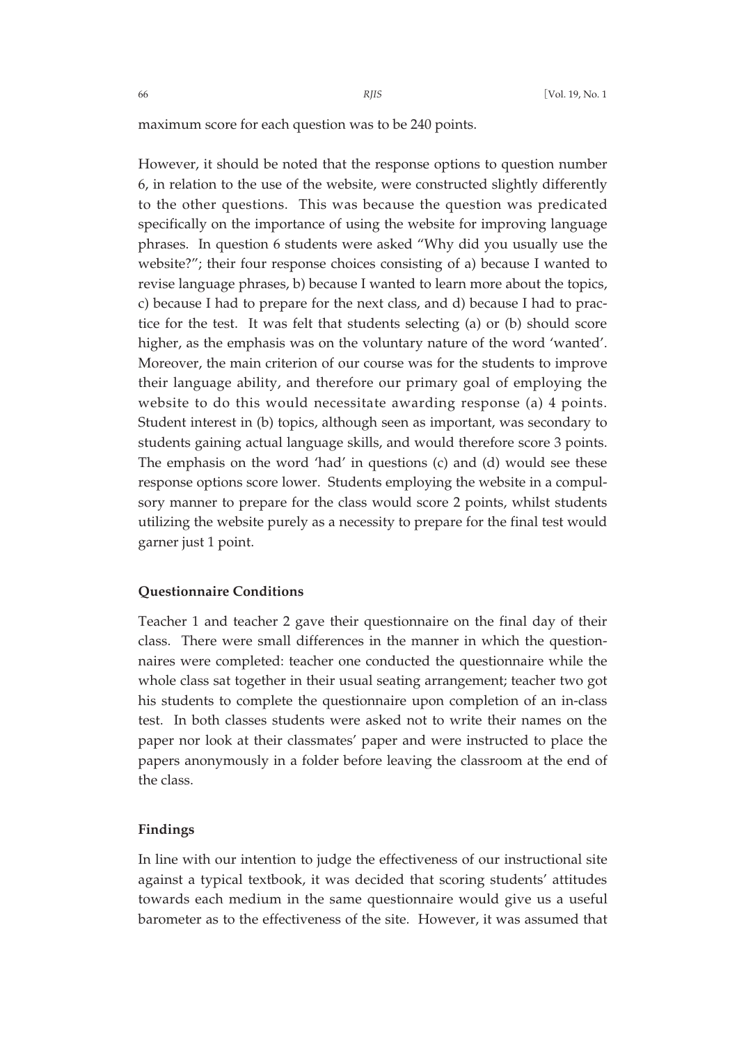maximum score for each question was to be 240 points.

However, it should be noted that the response options to question number 6, in relation to the use of the website, were constructed slightly differently to the other questions. This was because the question was predicated specifically on the importance of using the website for improving language phrases. In question 6 students were asked "Why did you usually use the website?"; their four response choices consisting of a) because I wanted to revise language phrases, b) because I wanted to learn more about the topics, c) because I had to prepare for the next class, and d) because I had to practice for the test. It was felt that students selecting (a) or (b) should score higher, as the emphasis was on the voluntary nature of the word 'wanted'. Moreover, the main criterion of our course was for the students to improve their language ability, and therefore our primary goal of employing the website to do this would necessitate awarding response (a) 4 points. Student interest in (b) topics, although seen as important, was secondary to students gaining actual language skills, and would therefore score 3 points. The emphasis on the word 'had' in questions (c) and (d) would see these response options score lower. Students employing the website in a compulsory manner to prepare for the class would score 2 points, whilst students utilizing the website purely as a necessity to prepare for the final test would garner just 1 point.

### Questionnaire Conditions

Teacher 1 and teacher 2 gave their questionnaire on the final day of their class. There were small differences in the manner in which the questionnaires were completed: teacher one conducted the questionnaire while the whole class sat together in their usual seating arrangement; teacher two got his students to complete the questionnaire upon completion of an in-class test. In both classes students were asked not to write their names on the paper nor look at their classmates' paper and were instructed to place the papers anonymously in a folder before leaving the classroom at the end of the class.

### Findings

In line with our intention to judge the effectiveness of our instructional site against a typical textbook, it was decided that scoring students' attitudes towards each medium in the same questionnaire would give us a useful barometer as to the effectiveness of the site. However, it was assumed that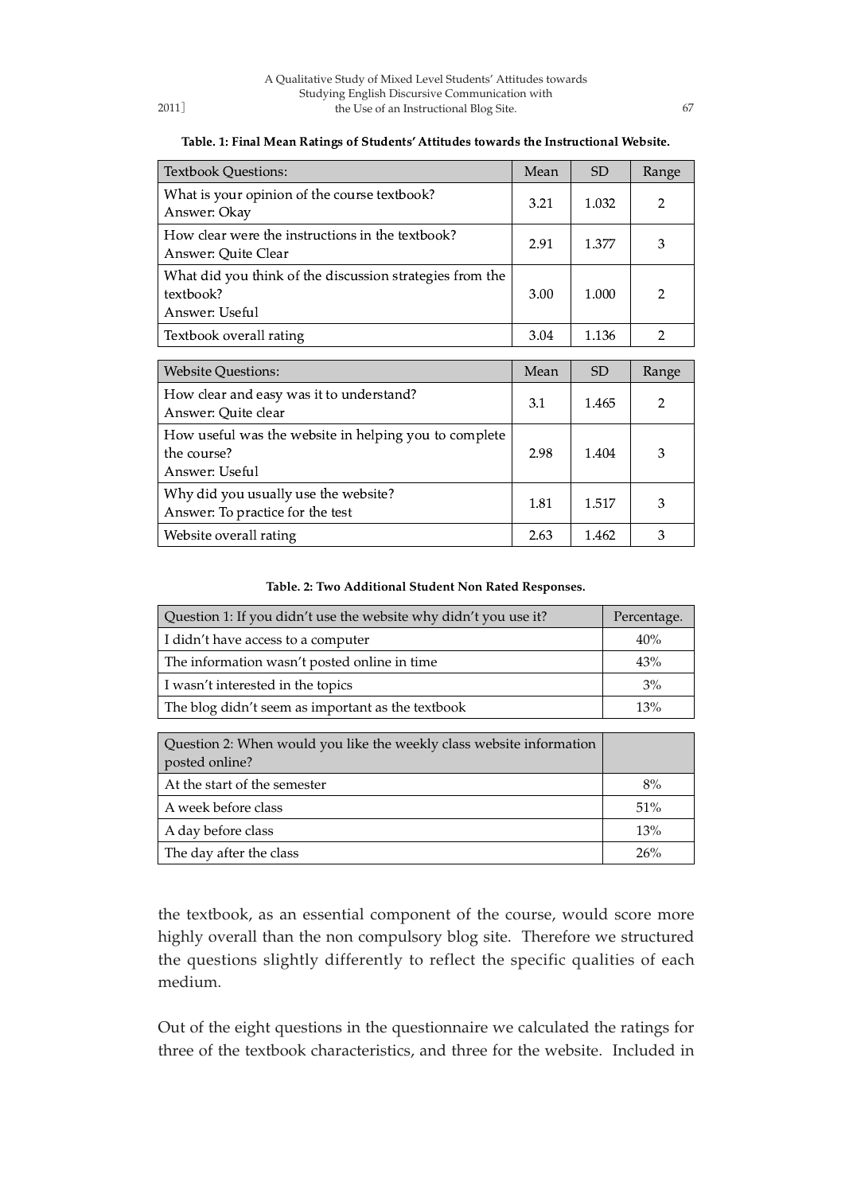**Table. 1: Final Mean Ratings of Students' Attitudes towards the Instructional Website.**

| Textbook Questions: | Mean | SD | Range |
|---|---|---|---|
| What is your opinion of the course textbook?<br>Answer: Okay | 3.21 | 1.032 | 2 |
| How clear were the instructions in the textbook?<br>Answer: Quite Clear | 2.91 | 1.377 | 3 |
| What did you think of the discussion strategies from the textbook?<br>Answer: Useful | 3.00 | 1.000 | 2 |
| Textbook overall rating | 3.04 | 1.136 | 2 |

| Website Questions: | Mean | SD | Range |
|---|---|---|---|
| How clear and easy was it to understand?<br>Answer: Quite clear | 3.1 | 1.465 | 2 |
| How useful was the website in helping you to complete the course?<br>Answer: Useful | 2.98 | 1.404 | 3 |
| Why did you usually use the website?<br>Answer: To practice for the test | 1.81 | 1.517 | 3 |
| Website overall rating | 2.63 | 1.462 | 3 |

**Table. 2: Two Additional Student Non Rated Responses.**

| Question 1: If you didn't use the website why didn't you use it? | Percentage. |
|---|---|
| I didn't have access to a computer | 40% |
| The information wasn't posted online in time | 43% |
| I wasn't interested in the topics | 3% |
| The blog didn't seem as important as the textbook | 13% |

| Question 2: When would you like the weekly class website information posted online? | |
|---|---|
| At the start of the semester | 8% |
| A week before class | 51% |
| A day before class | 13% |
| The day after the class | 26% |

the textbook, as an essential component of the course, would score more highly overall than the non compulsory blog site. Therefore we structured the questions slightly differently to reflect the specific qualities of each medium.

Out of the eight questions in the questionnaire we calculated the ratings for three of the textbook characteristics, and three for the website. Included in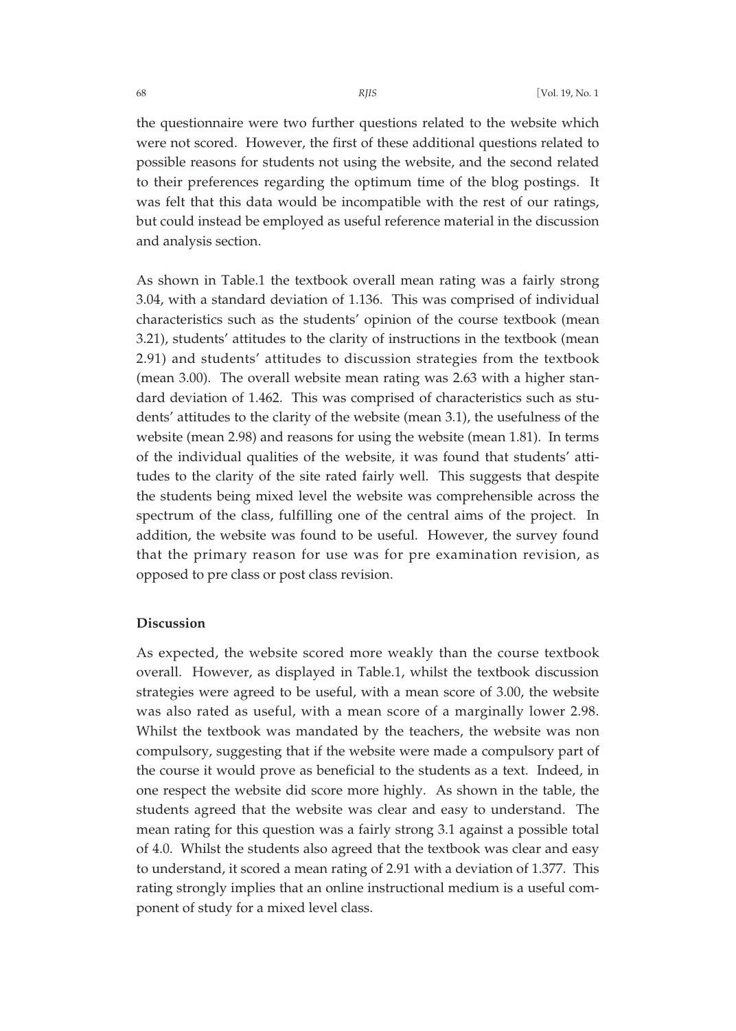the questionnaire were two further questions related to the website which were not scored. However, the first of these additional questions related to possible reasons for students not using the website, and the second related to their preferences regarding the optimum time of the blog postings. It was felt that this data would be incompatible with the rest of our ratings, but could instead be employed as useful reference material in the discussion and analysis section.

As shown in Table.1 the textbook overall mean rating was a fairly strong 3.04, with a standard deviation of 1.136. This was comprised of individual characteristics such as the students' opinion of the course textbook (mean 3.21), students' attitudes to the clarity of instructions in the textbook (mean 2.91) and students' attitudes to discussion strategies from the textbook (mean 3.00). The overall website mean rating was 2.63 with a higher standard deviation of 1.462. This was comprised of characteristics such as students' attitudes to the clarity of the website (mean 3.1), the usefulness of the website (mean 2.98) and reasons for using the website (mean 1.81). In terms of the individual qualities of the website, it was found that students' attitudes to the clarity of the site rated fairly well. This suggests that despite the students being mixed level the website was comprehensible across the spectrum of the class, fulfilling one of the central aims of the project. In addition, the website was found to be useful. However, the survey found that the primary reason for use was for pre examination revision, as opposed to pre class or post class revision.

**Discussion**

As expected, the website scored more weakly than the course textbook overall. However, as displayed in Table.1, whilst the textbook discussion strategies were agreed to be useful, with a mean score of 3.00, the website was also rated as useful, with a mean score of a marginally lower 2.98. Whilst the textbook was mandated by the teachers, the website was non compulsory, suggesting that if the website were made a compulsory part of the course it would prove as beneficial to the students as a text. Indeed, in one respect the website did score more highly. As shown in the table, the students agreed that the website was clear and easy to understand. The mean rating for this question was a fairly strong 3.1 against a possible total of 4.0. Whilst the students also agreed that the textbook was clear and easy to understand, it scored a mean rating of 2.91 with a deviation of 1.377. This rating strongly implies that an online instructional medium is a useful component of study for a mixed level class.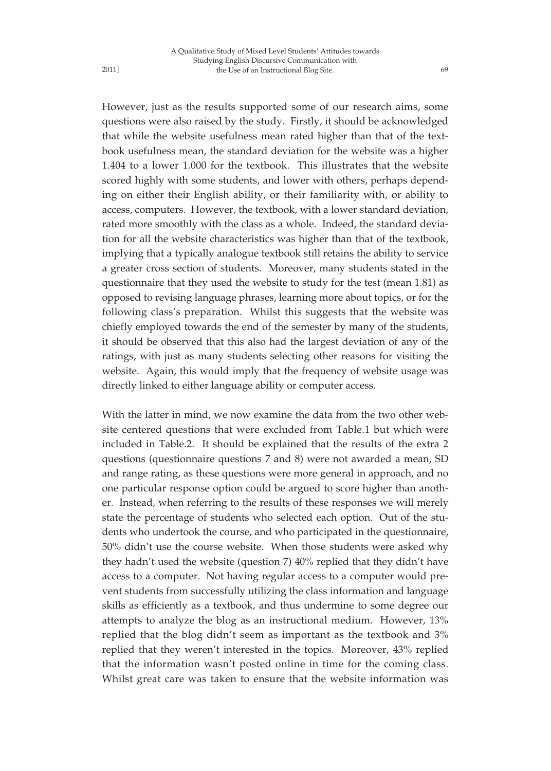However, just as the results supported some of our research aims, some questions were also raised by the study. Firstly, it should be acknowledged that while the website usefulness mean rated higher than that of the textbook usefulness mean, the standard deviation for the website was a higher 1.404 to a lower 1.000 for the textbook. This illustrates that the website scored highly with some students, and lower with others, perhaps depending on either their English ability, or their familiarity with, or ability to access, computers. However, the textbook, with a lower standard deviation, rated more smoothly with the class as a whole. Indeed, the standard deviation for all the website characteristics was higher than that of the textbook, implying that a typically analogue textbook still retains the ability to service a greater cross section of students. Moreover, many students stated in the questionnaire that they used the website to study for the test (mean 1.81) as opposed to revising language phrases, learning more about topics, or for the following class's preparation. Whilst this suggests that the website was chiefly employed towards the end of the semester by many of the students, it should be observed that this also had the largest deviation of any of the ratings, with just as many students selecting other reasons for visiting the website. Again, this would imply that the frequency of website usage was directly linked to either language ability or computer access.

With the latter in mind, we now examine the data from the two other website centered questions that were excluded from Table.1 but which were included in Table.2. It should be explained that the results of the extra 2 questions (questionnaire questions 7 and 8) were not awarded a mean, SD and range rating, as these questions were more general in approach, and no one particular response option could be argued to score higher than another. Instead, when referring to the results of these responses we will merely state the percentage of students who selected each option. Out of the students who undertook the course, and who participated in the questionnaire, 50% didn't use the course website. When those students were asked why they hadn't used the website (question 7) 40% replied that they didn't have access to a computer. Not having regular access to a computer would prevent students from successfully utilizing the class information and language skills as efficiently as a textbook, and thus undermine to some degree our attempts to analyze the blog as an instructional medium. However, 13% replied that the blog didn't seem as important as the textbook and 3% replied that they weren't interested in the topics. Moreover, 43% replied that the information wasn't posted online in time for the coming class. Whilst great care was taken to ensure that the website information was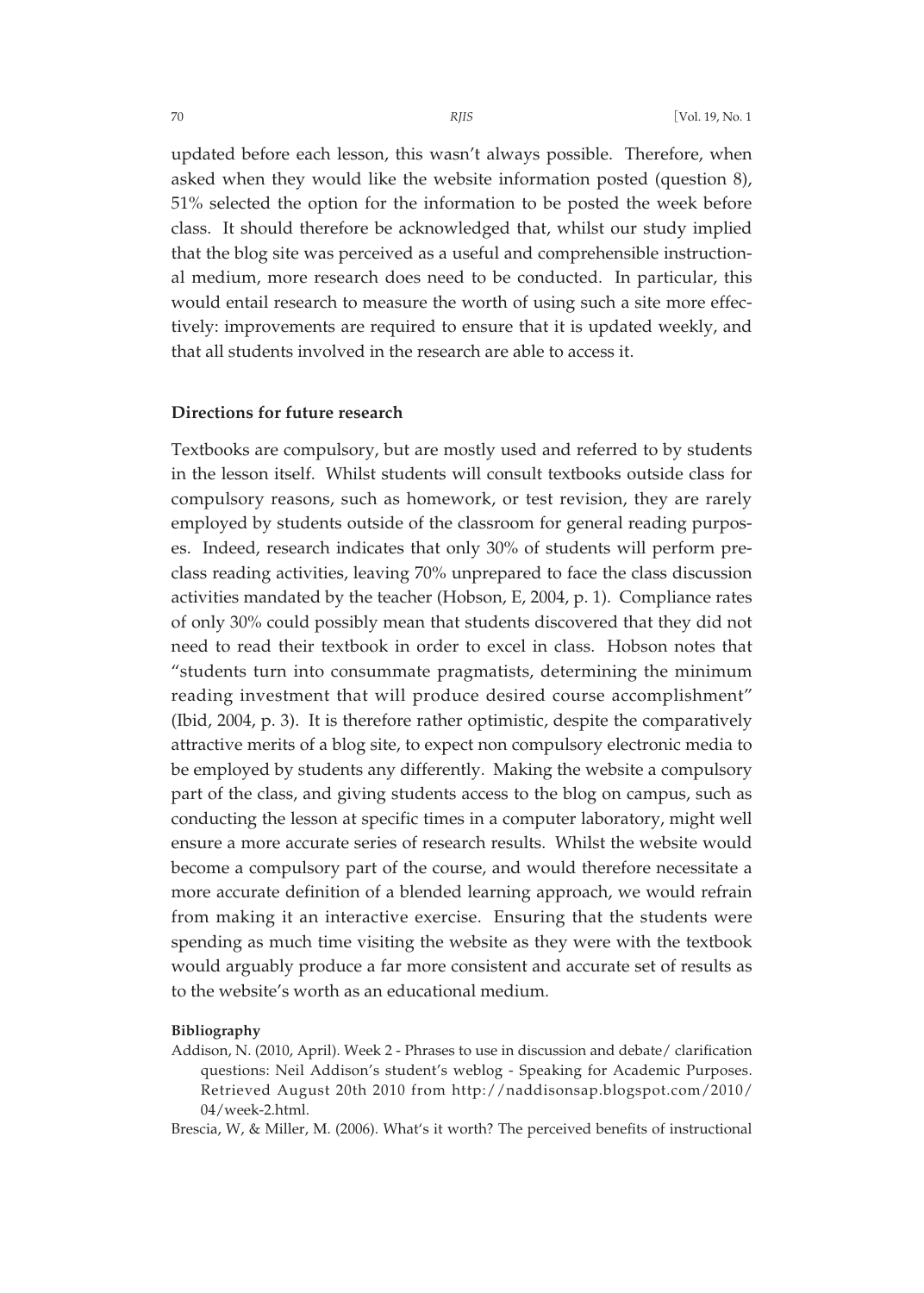updated before each lesson, this wasn't always possible. Therefore, when asked when they would like the website information posted (question 8), 51% selected the option for the information to be posted the week before class. It should therefore be acknowledged that, whilst our study implied that the blog site was perceived as a useful and comprehensible instructional medium, more research does need to be conducted. In particular, this would entail research to measure the worth of using such a site more effectively: improvements are required to ensure that it is updated weekly, and that all students involved in the research are able to access it.

### Directions for future research

Textbooks are compulsory, but are mostly used and referred to by students in the lesson itself. Whilst students will consult textbooks outside class for compulsory reasons, such as homework, or test revision, they are rarely employed by students outside of the classroom for general reading purposes. Indeed, research indicates that only 30% of students will perform pre-class reading activities, leaving 70% unprepared to face the class discussion activities mandated by the teacher (Hobson, E, 2004, p. 1). Compliance rates of only 30% could possibly mean that students discovered that they did not need to read their textbook in order to excel in class. Hobson notes that "students turn into consummate pragmatists, determining the minimum reading investment that will produce desired course accomplishment" (Ibid, 2004, p. 3). It is therefore rather optimistic, despite the comparatively attractive merits of a blog site, to expect non compulsory electronic media to be employed by students any differently. Making the website a compulsory part of the class, and giving students access to the blog on campus, such as conducting the lesson at specific times in a computer laboratory, might well ensure a more accurate series of research results. Whilst the website would become a compulsory part of the course, and would therefore necessitate a more accurate definition of a blended learning approach, we would refrain from making it an interactive exercise. Ensuring that the students were spending as much time visiting the website as they were with the textbook would arguably produce a far more consistent and accurate set of results as to the website's worth as an educational medium.

#### Bibliography

Addison, N. (2010, April). Week 2 - Phrases to use in discussion and debate/ clarification questions: Neil Addison's student's weblog - Speaking for Academic Purposes. Retrieved August 20th 2010 from http://naddisonsap.blogspot.com/2010/04/week-2.html.

Brescia, W, & Miller, M. (2006). What's it worth? The perceived benefits of instructional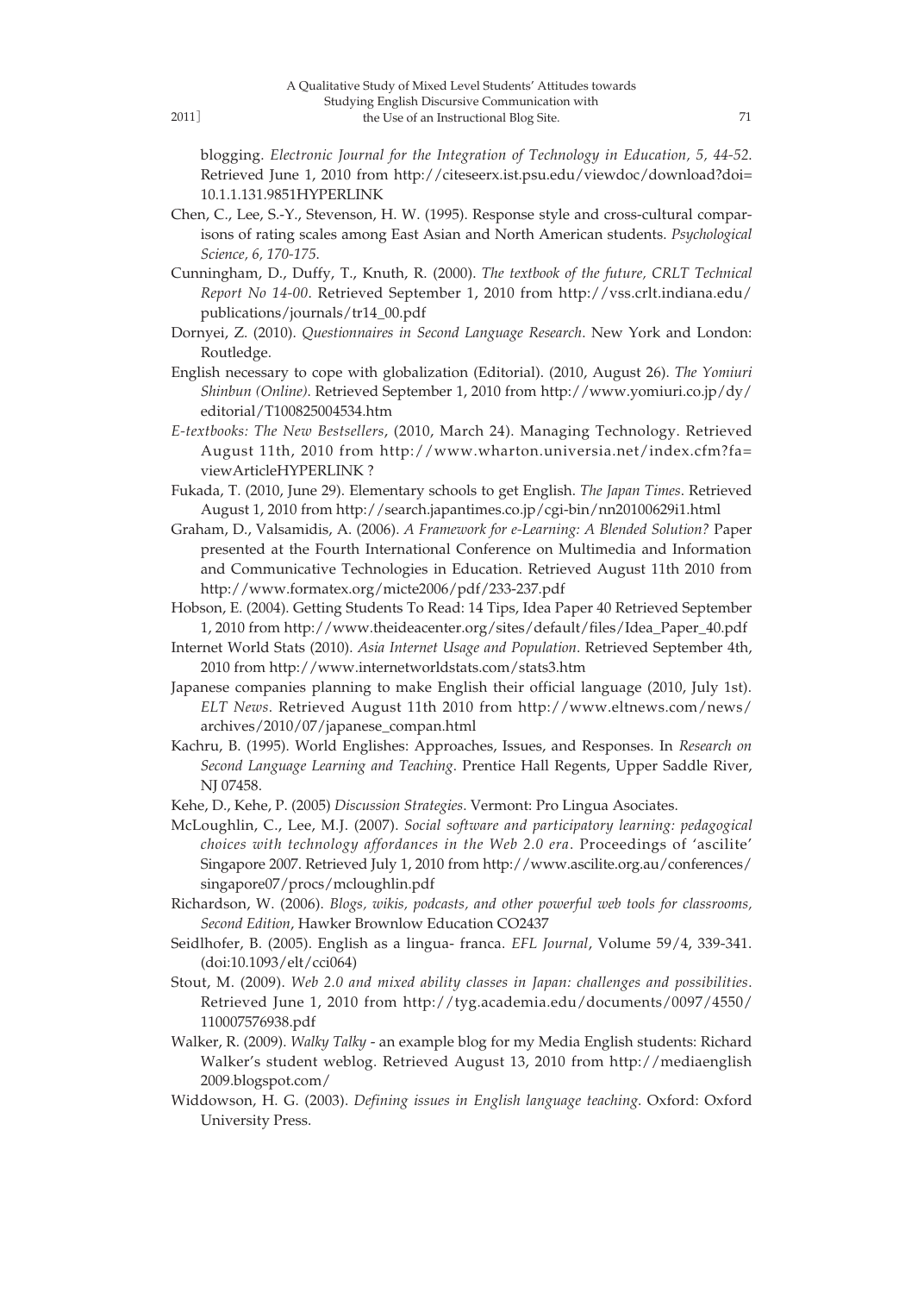blogging. *Electronic Journal for the Integration of Technology in Education, 5, 44-52.* Retrieved June 1, 2010 from http://citeseerx.ist.psu.edu/viewdoc/download?doi=10.1.1.131.9851HYPERLINK

Chen, C., Lee, S.-Y., Stevenson, H. W. (1995). Response style and cross-cultural comparisons of rating scales among East Asian and North American students. *Psychological Science, 6, 170-175.*

Cunningham, D., Duffy, T., Knuth, R. (2000). *The textbook of the future, CRLT Technical Report No 14-00*. Retrieved September 1, 2010 from http://vss.crlt.indiana.edu/publications/journals/tr14_00.pdf

Dornyei, Z. (2010). *Questionnaires in Second Language Research*. New York and London: Routledge.

English necessary to cope with globalization (Editorial). (2010, August 26). *The Yomiuri Shinbun (Online).* Retrieved September 1, 2010 from http://www.yomiuri.co.jp/dy/editorial/T100825004534.htm

*E-textbooks: The New Bestsellers*, (2010, March 24). Managing Technology. Retrieved August 11th, 2010 from http://www.wharton.universia.net/index.cfm?fa=viewArticleHYPERLINK ?

Fukada, T. (2010, June 29). Elementary schools to get English. *The Japan Times*. Retrieved August 1, 2010 from http://search.japantimes.co.jp/cgi-bin/nn20100629i1.html

Graham, D., Valsamidis, A. (2006). *A Framework for e-Learning: A Blended Solution?* Paper presented at the Fourth International Conference on Multimedia and Information and Communicative Technologies in Education. Retrieved August 11th 2010 from http://www.formatex.org/micte2006/pdf/233-237.pdf

Hobson, E. (2004). Getting Students To Read: 14 Tips, Idea Paper 40 Retrieved September 1, 2010 from http://www.theideacenter.org/sites/default/files/Idea_Paper_40.pdf

Internet World Stats (2010). *Asia Internet Usage and Population*. Retrieved September 4th, 2010 from http://www.internetworldstats.com/stats3.htm

Japanese companies planning to make English their official language (2010, July 1st). *ELT News*. Retrieved August 11th 2010 from http://www.eltnews.com/news/archives/2010/07/japanese_compan.html

Kachru, B. (1995). World Englishes: Approaches, Issues, and Responses. In *Research on Second Language Learning and Teaching*. Prentice Hall Regents, Upper Saddle River, NJ 07458.

Kehe, D., Kehe, P. (2005) *Discussion Strategies*. Vermont: Pro Lingua Asociates.

McLoughlin, C., Lee, M.J. (2007). *Social software and participatory learning: pedagogical choices with technology affordances in the Web 2.0 era*. Proceedings of 'ascilite' Singapore 2007. Retrieved July 1, 2010 from http://www.ascilite.org.au/conferences/singapore07/procs/mcloughlin.pdf

Richardson, W. (2006). *Blogs, wikis, podcasts, and other powerful web tools for classrooms, Second Edition*, Hawker Brownlow Education CO2437

Seidlhofer, B. (2005). English as a lingua- franca. *EFL Journal*, Volume 59/4, 339-341. (doi:10.1093/elt/cci064)

Stout, M. (2009). *Web 2.0 and mixed ability classes in Japan: challenges and possibilities*. Retrieved June 1, 2010 from http://tyg.academia.edu/documents/0097/4550/110007576938.pdf

Walker, R. (2009). *Walky Talky* - an example blog for my Media English students: Richard Walker's student weblog. Retrieved August 13, 2010 from http://mediaenglish2009.blogspot.com/

Widdowson, H. G. (2003). *Defining issues in English language teaching*. Oxford: Oxford University Press.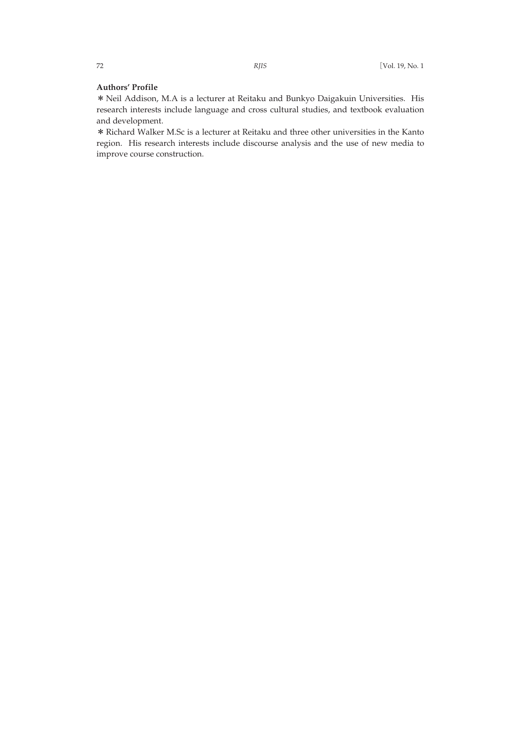**Authors' Profile**

* Neil Addison, M.A is a lecturer at Reitaku and Bunkyo Daigakuin Universities. His research interests include language and cross cultural studies, and textbook evaluation and development.

* Richard Walker M.Sc is a lecturer at Reitaku and three other universities in the Kanto region. His research interests include discourse analysis and the use of new media to improve course construction.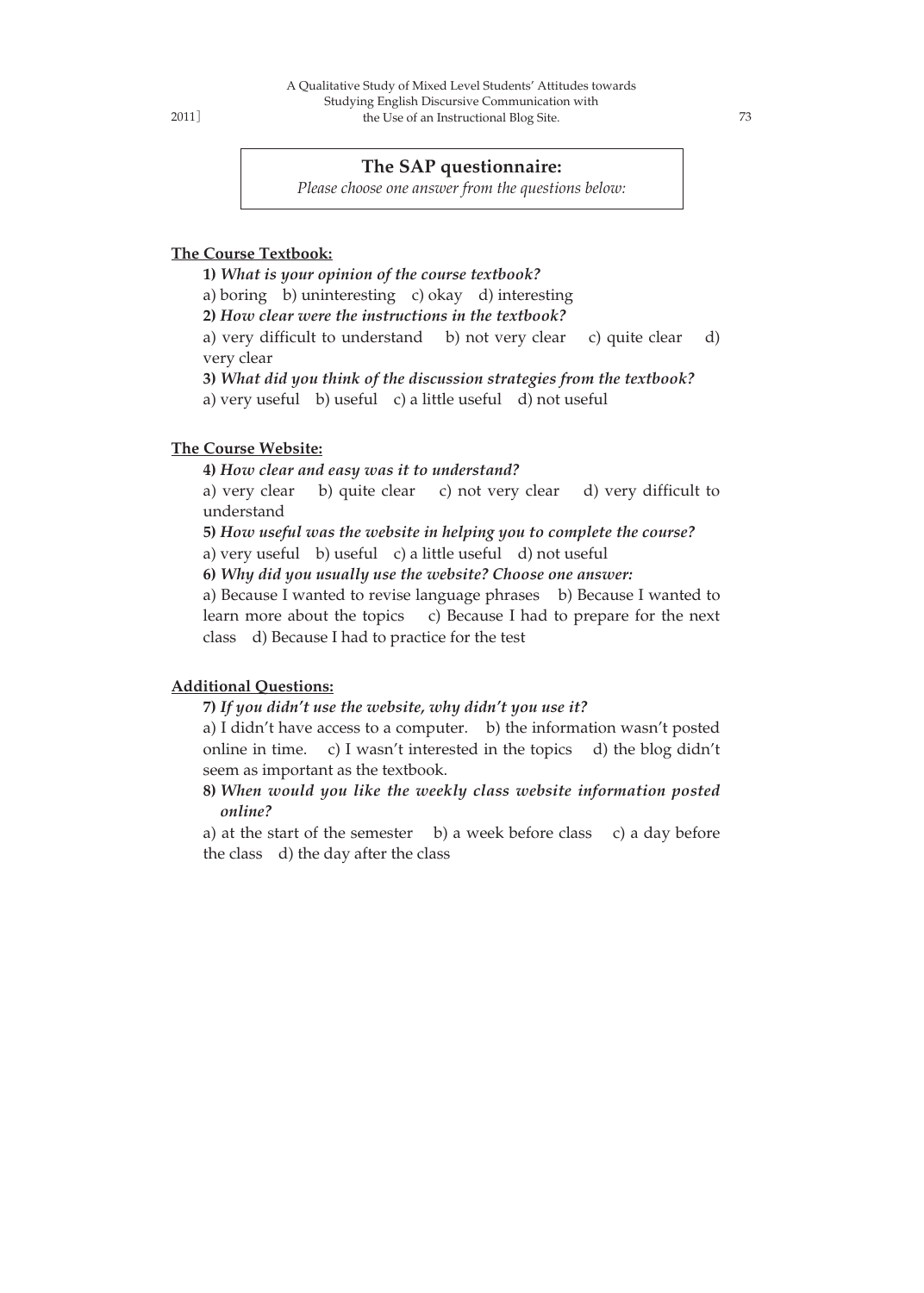## The SAP questionnaire:

*Please choose one answer from the questions below:*

**The Course Textbook:**

**1)** ***What is your opinion of the course textbook?***

a) boring b) uninteresting c) okay d) interesting

**2)** ***How clear were the instructions in the textbook?***

a) very difficult to understand b) not very clear c) quite clear d) very clear

**3)** ***What did you think of the discussion strategies from the textbook?***

a) very useful b) useful c) a little useful d) not useful

**The Course Website:**

**4)** ***How clear and easy was it to understand?***

a) very clear b) quite clear c) not very clear d) very difficult to understand

**5)** ***How useful was the website in helping you to complete the course?***

a) very useful b) useful c) a little useful d) not useful

**6)** ***Why did you usually use the website? Choose one answer:***

a) Because I wanted to revise language phrases b) Because I wanted to learn more about the topics c) Because I had to prepare for the next class d) Because I had to practice for the test

**Additional Questions:**

**7)** ***If you didn't use the website, why didn't you use it?***

a) I didn't have access to a computer. b) the information wasn't posted online in time. c) I wasn't interested in the topics d) the blog didn't seem as important as the textbook.

**8)** ***When would you like the weekly class website information posted online?***

a) at the start of the semester b) a week before class c) a day before the class d) the day after the class